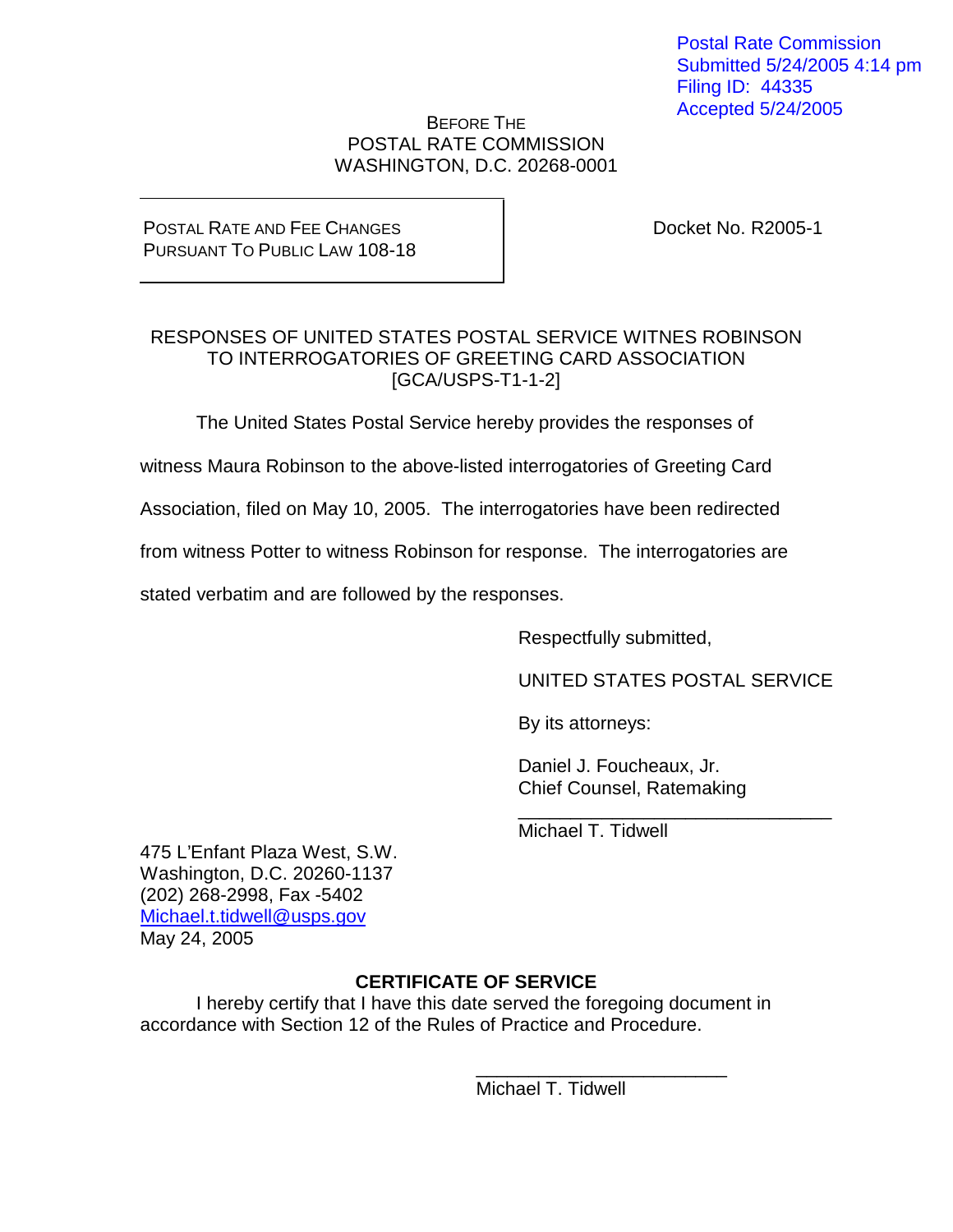Postal Rate Commission
Submitted 5/24/2005 4:14 pm
Filing ID: 44335
Accepted 5/24/2005

BEFORE THE
POSTAL RATE COMMISSION
WASHINGTON, D.C. 20268-0001

| POSTAL RATE AND FEE CHANGES PURSUANT TO PUBLIC LAW 108-18 | Docket No. R2005-1 |
|---|---|

RESPONSES OF UNITED STATES POSTAL SERVICE WITNES ROBINSON TO INTERROGATORIES OF GREETING CARD ASSOCIATION [GCA/USPS-T1-1-2]

The United States Postal Service hereby provides the responses of witness Maura Robinson to the above-listed interrogatories of Greeting Card Association, filed on May 10, 2005. The interrogatories have been redirected from witness Potter to witness Robinson for response. The interrogatories are stated verbatim and are followed by the responses.

Respectfully submitted,

UNITED STATES POSTAL SERVICE

By its attorneys:

Daniel J. Foucheaux, Jr.
Chief Counsel, Ratemaking

\_\_\_\_\_\_\_\_\_\_\_\_\_\_\_\_\_\_\_\_\_\_\_\_\_\_\_\_\_\_\_\_
Michael T. Tidwell

475 L'Enfant Plaza West, S.W.
Washington, D.C. 20260-1137
(202) 268-2998, Fax -5402
Michael.t.tidwell@usps.gov
May 24, 2005

**CERTIFICATE OF SERVICE**

I hereby certify that I have this date served the foregoing document in accordance with Section 12 of the Rules of Practice and Procedure.

\_\_\_\_\_\_\_\_\_\_\_\_\_\_\_\_\_\_\_\_\_\_\_\_\_\_\_\_
Michael T. Tidwell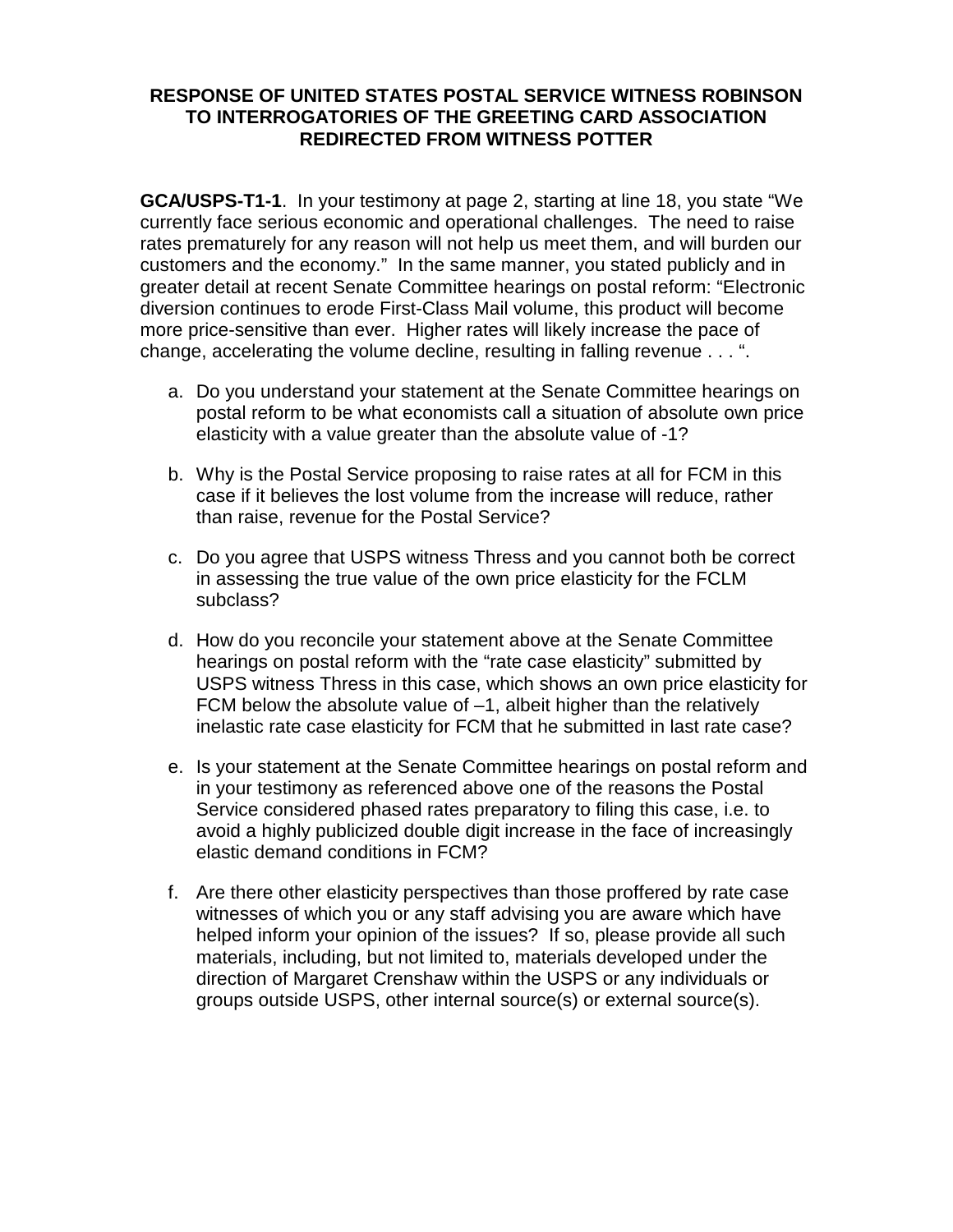**RESPONSE OF UNITED STATES POSTAL SERVICE WITNESS ROBINSON TO INTERROGATORIES OF THE GREETING CARD ASSOCIATION REDIRECTED FROM WITNESS POTTER**

**GCA/USPS-T1-1**. In your testimony at page 2, starting at line 18, you state "We currently face serious economic and operational challenges. The need to raise rates prematurely for any reason will not help us meet them, and will burden our customers and the economy." In the same manner, you stated publicly and in greater detail at recent Senate Committee hearings on postal reform: "Electronic diversion continues to erode First-Class Mail volume, this product will become more price-sensitive than ever. Higher rates will likely increase the pace of change, accelerating the volume decline, resulting in falling revenue . . . ".

a. Do you understand your statement at the Senate Committee hearings on postal reform to be what economists call a situation of absolute own price elasticity with a value greater than the absolute value of -1?

b. Why is the Postal Service proposing to raise rates at all for FCM in this case if it believes the lost volume from the increase will reduce, rather than raise, revenue for the Postal Service?

c. Do you agree that USPS witness Thress and you cannot both be correct in assessing the true value of the own price elasticity for the FCLM subclass?

d. How do you reconcile your statement above at the Senate Committee hearings on postal reform with the "rate case elasticity" submitted by USPS witness Thress in this case, which shows an own price elasticity for FCM below the absolute value of –1, albeit higher than the relatively inelastic rate case elasticity for FCM that he submitted in last rate case?

e. Is your statement at the Senate Committee hearings on postal reform and in your testimony as referenced above one of the reasons the Postal Service considered phased rates preparatory to filing this case, i.e. to avoid a highly publicized double digit increase in the face of increasingly elastic demand conditions in FCM?

f. Are there other elasticity perspectives than those proffered by rate case witnesses of which you or any staff advising you are aware which have helped inform your opinion of the issues? If so, please provide all such materials, including, but not limited to, materials developed under the direction of Margaret Crenshaw within the USPS or any individuals or groups outside USPS, other internal source(s) or external source(s).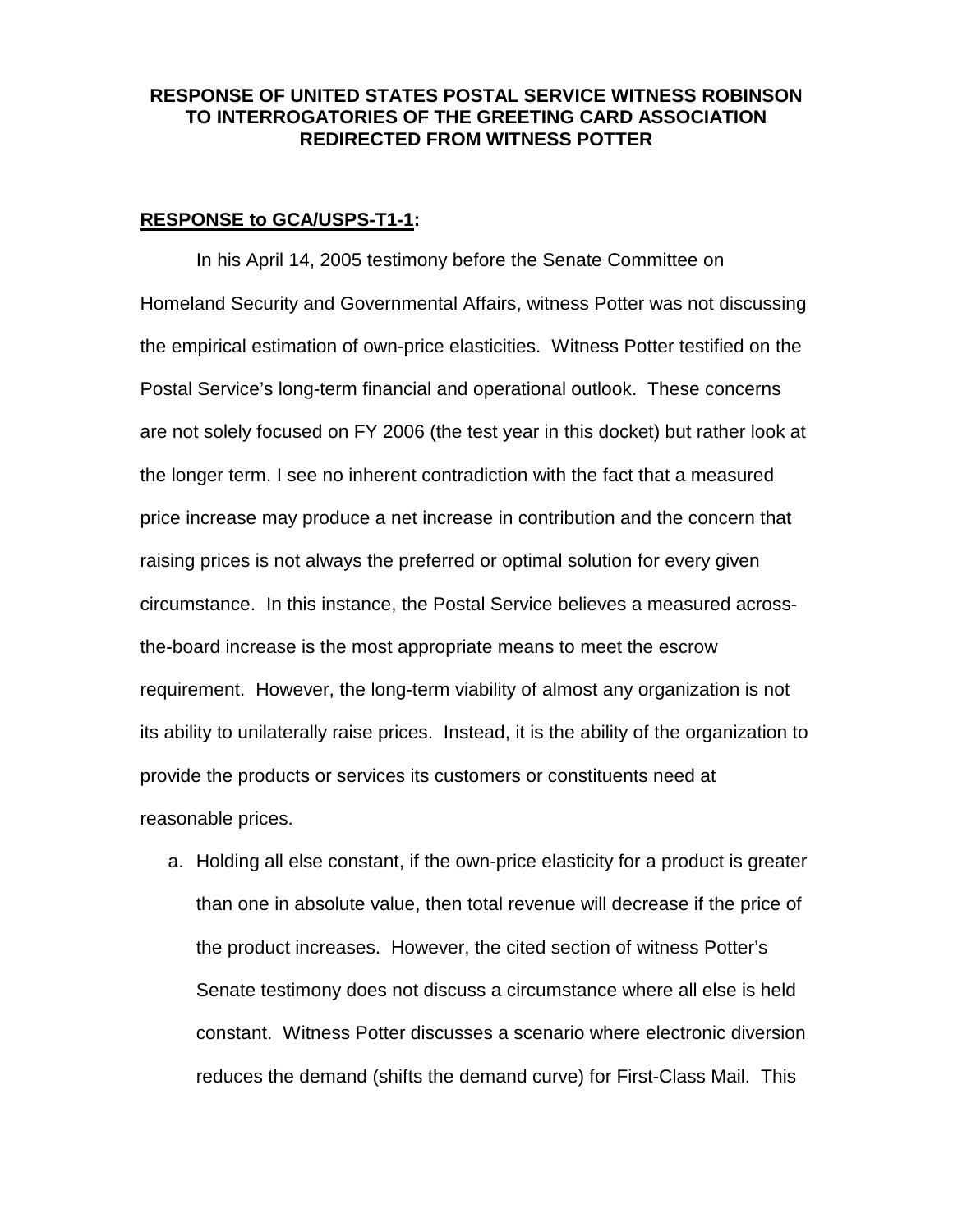**RESPONSE OF UNITED STATES POSTAL SERVICE WITNESS ROBINSON TO INTERROGATORIES OF THE GREETING CARD ASSOCIATION REDIRECTED FROM WITNESS POTTER**

**RESPONSE to GCA/USPS-T1-1:**

In his April 14, 2005 testimony before the Senate Committee on Homeland Security and Governmental Affairs, witness Potter was not discussing the empirical estimation of own-price elasticities. Witness Potter testified on the Postal Service's long-term financial and operational outlook. These concerns are not solely focused on FY 2006 (the test year in this docket) but rather look at the longer term. I see no inherent contradiction with the fact that a measured price increase may produce a net increase in contribution and the concern that raising prices is not always the preferred or optimal solution for every given circumstance. In this instance, the Postal Service believes a measured across-the-board increase is the most appropriate means to meet the escrow requirement. However, the long-term viability of almost any organization is not its ability to unilaterally raise prices. Instead, it is the ability of the organization to provide the products or services its customers or constituents need at reasonable prices.

a. Holding all else constant, if the own-price elasticity for a product is greater than one in absolute value, then total revenue will decrease if the price of the product increases. However, the cited section of witness Potter's Senate testimony does not discuss a circumstance where all else is held constant. Witness Potter discusses a scenario where electronic diversion reduces the demand (shifts the demand curve) for First-Class Mail. This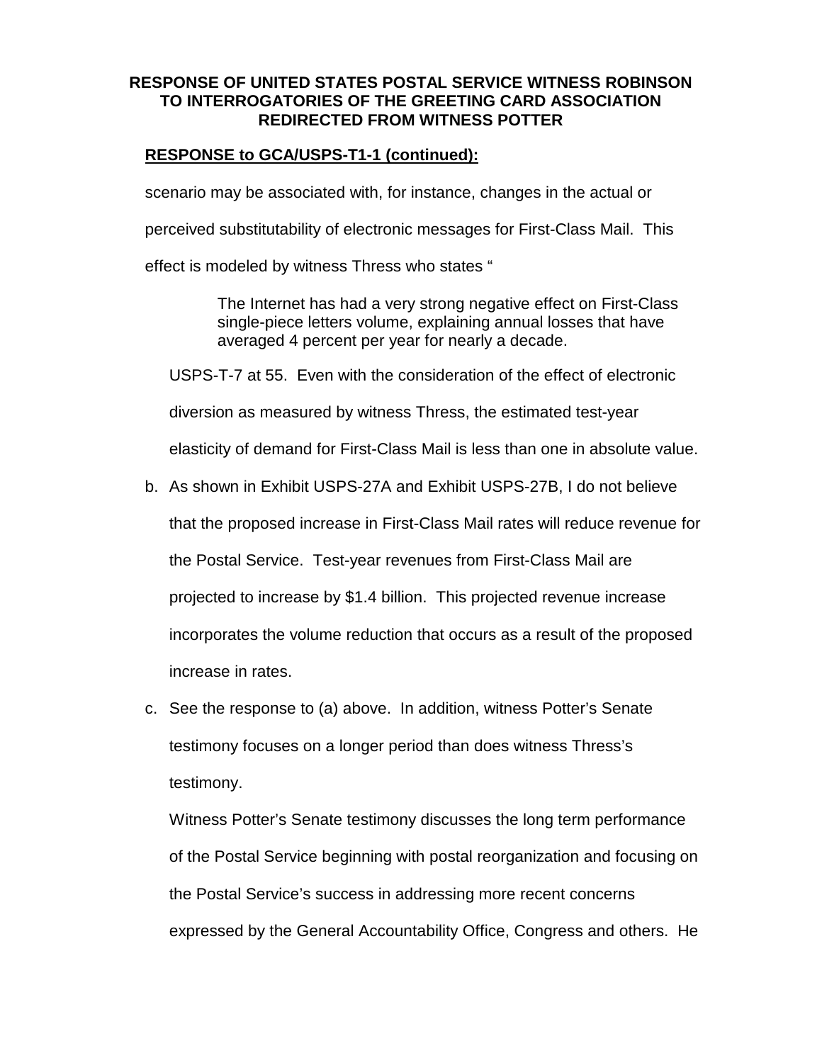**RESPONSE OF UNITED STATES POSTAL SERVICE WITNESS ROBINSON TO INTERROGATORIES OF THE GREETING CARD ASSOCIATION REDIRECTED FROM WITNESS POTTER**

**RESPONSE to GCA/USPS-T1-1 (continued):**

scenario may be associated with, for instance, changes in the actual or perceived substitutability of electronic messages for First-Class Mail. This effect is modeled by witness Thress who states "

> The Internet has had a very strong negative effect on First-Class single-piece letters volume, explaining annual losses that have averaged 4 percent per year for nearly a decade.

USPS-T-7 at 55. Even with the consideration of the effect of electronic diversion as measured by witness Thress, the estimated test-year elasticity of demand for First-Class Mail is less than one in absolute value.

b. As shown in Exhibit USPS-27A and Exhibit USPS-27B, I do not believe that the proposed increase in First-Class Mail rates will reduce revenue for the Postal Service. Test-year revenues from First-Class Mail are projected to increase by $1.4 billion. This projected revenue increase incorporates the volume reduction that occurs as a result of the proposed increase in rates.

c. See the response to (a) above. In addition, witness Potter's Senate testimony focuses on a longer period than does witness Thress's testimony.

   Witness Potter's Senate testimony discusses the long term performance of the Postal Service beginning with postal reorganization and focusing on the Postal Service's success in addressing more recent concerns expressed by the General Accountability Office, Congress and others. He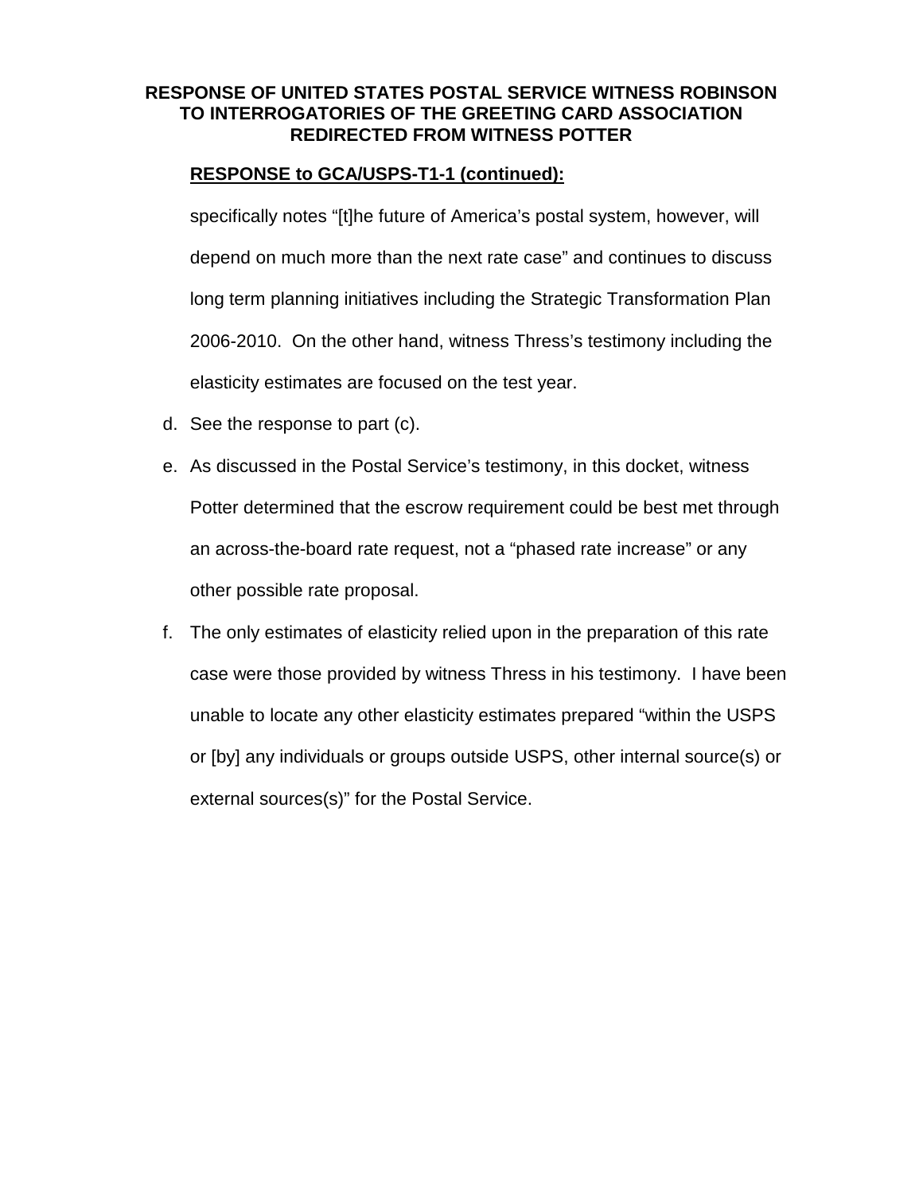**RESPONSE OF UNITED STATES POSTAL SERVICE WITNESS ROBINSON TO INTERROGATORIES OF THE GREETING CARD ASSOCIATION REDIRECTED FROM WITNESS POTTER**

**RESPONSE to GCA/USPS-T1-1 (continued):**

specifically notes "[t]he future of America's postal system, however, will depend on much more than the next rate case" and continues to discuss long term planning initiatives including the Strategic Transformation Plan 2006-2010. On the other hand, witness Thress's testimony including the elasticity estimates are focused on the test year.

d. See the response to part (c).

e. As discussed in the Postal Service's testimony, in this docket, witness Potter determined that the escrow requirement could be best met through an across-the-board rate request, not a "phased rate increase" or any other possible rate proposal.

f. The only estimates of elasticity relied upon in the preparation of this rate case were those provided by witness Thress in his testimony. I have been unable to locate any other elasticity estimates prepared "within the USPS or [by] any individuals or groups outside USPS, other internal source(s) or external sources(s)" for the Postal Service.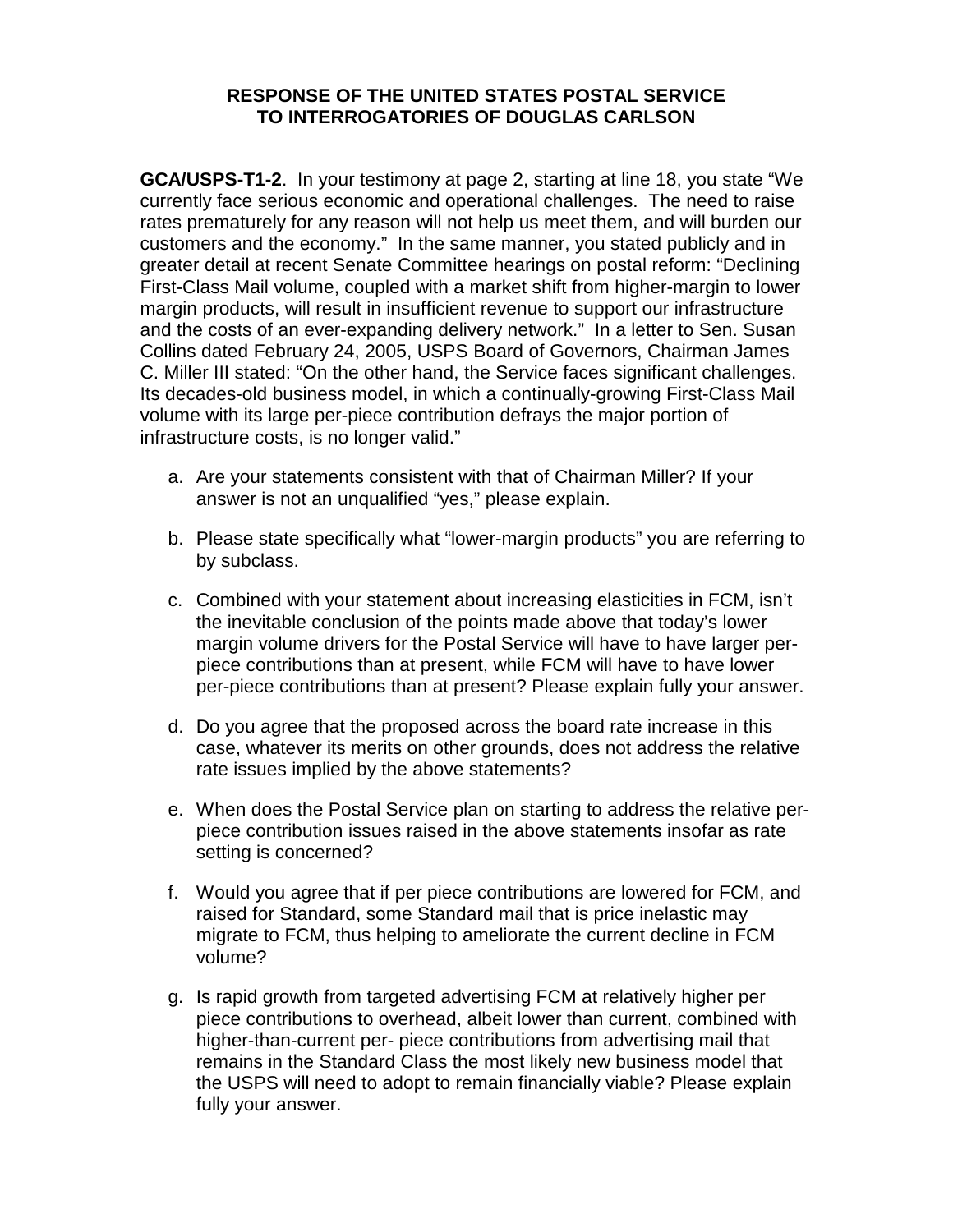**RESPONSE OF THE UNITED STATES POSTAL SERVICE TO INTERROGATORIES OF DOUGLAS CARLSON**

**GCA/USPS-T1-2**. In your testimony at page 2, starting at line 18, you state "We currently face serious economic and operational challenges. The need to raise rates prematurely for any reason will not help us meet them, and will burden our customers and the economy." In the same manner, you stated publicly and in greater detail at recent Senate Committee hearings on postal reform: "Declining First-Class Mail volume, coupled with a market shift from higher-margin to lower margin products, will result in insufficient revenue to support our infrastructure and the costs of an ever-expanding delivery network." In a letter to Sen. Susan Collins dated February 24, 2005, USPS Board of Governors, Chairman James C. Miller III stated: "On the other hand, the Service faces significant challenges. Its decades-old business model, in which a continually-growing First-Class Mail volume with its large per-piece contribution defrays the major portion of infrastructure costs, is no longer valid."

a. Are your statements consistent with that of Chairman Miller? If your answer is not an unqualified "yes," please explain.

b. Please state specifically what "lower-margin products" you are referring to by subclass.

c. Combined with your statement about increasing elasticities in FCM, isn't the inevitable conclusion of the points made above that today's lower margin volume drivers for the Postal Service will have to have larger per-piece contributions than at present, while FCM will have to have lower per-piece contributions than at present? Please explain fully your answer.

d. Do you agree that the proposed across the board rate increase in this case, whatever its merits on other grounds, does not address the relative rate issues implied by the above statements?

e. When does the Postal Service plan on starting to address the relative per-piece contribution issues raised in the above statements insofar as rate setting is concerned?

f. Would you agree that if per piece contributions are lowered for FCM, and raised for Standard, some Standard mail that is price inelastic may migrate to FCM, thus helping to ameliorate the current decline in FCM volume?

g. Is rapid growth from targeted advertising FCM at relatively higher per piece contributions to overhead, albeit lower than current, combined with higher-than-current per- piece contributions from advertising mail that remains in the Standard Class the most likely new business model that the USPS will need to adopt to remain financially viable? Please explain fully your answer.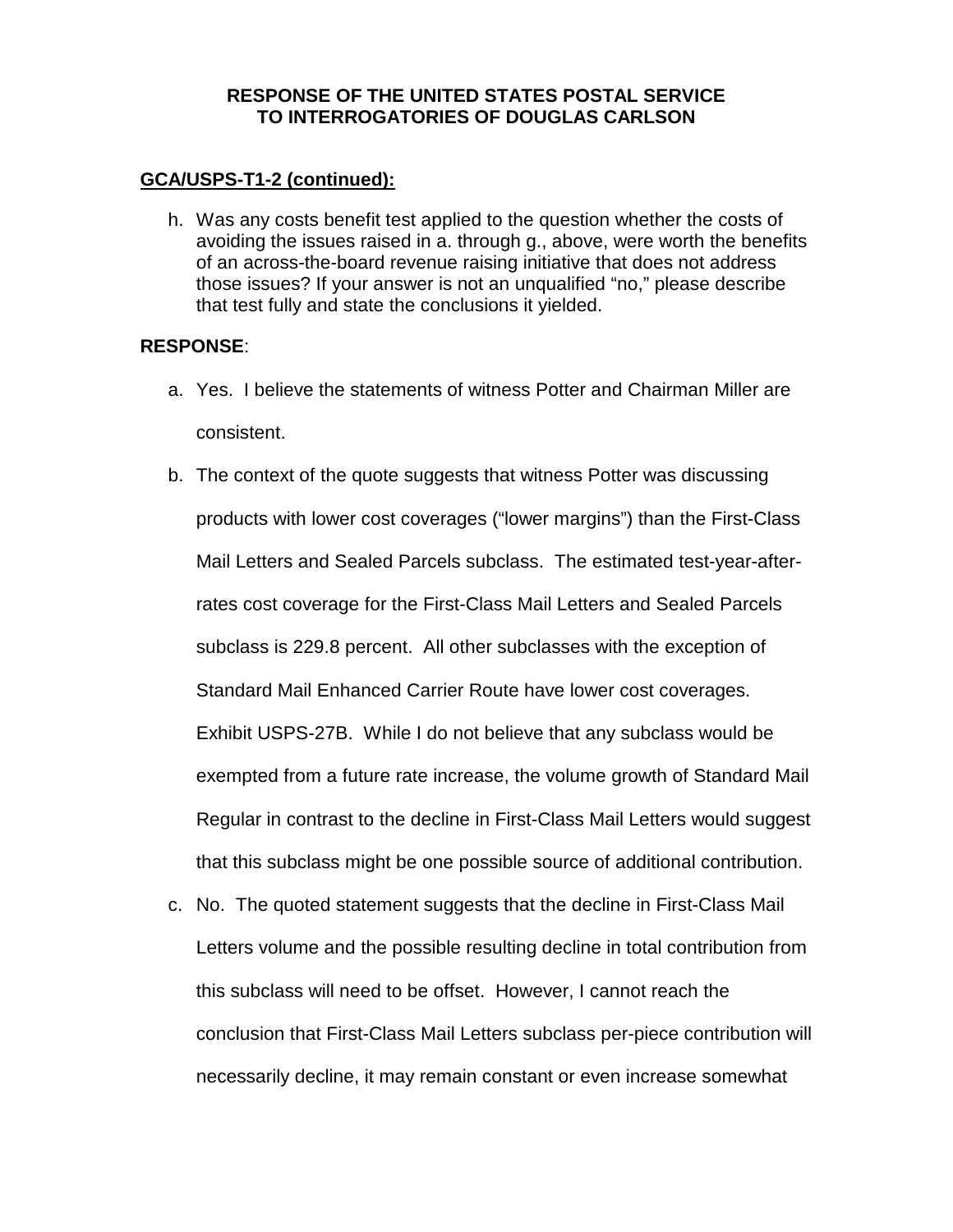**RESPONSE OF THE UNITED STATES POSTAL SERVICE TO INTERROGATORIES OF DOUGLAS CARLSON**

**GCA/USPS-T1-2 (continued):**

h. Was any costs benefit test applied to the question whether the costs of avoiding the issues raised in a. through g., above, were worth the benefits of an across-the-board revenue raising initiative that does not address those issues? If your answer is not an unqualified "no," please describe that test fully and state the conclusions it yielded.

**RESPONSE**:

a. Yes. I believe the statements of witness Potter and Chairman Miller are consistent.

b. The context of the quote suggests that witness Potter was discussing products with lower cost coverages ("lower margins") than the First-Class Mail Letters and Sealed Parcels subclass. The estimated test-year-after-rates cost coverage for the First-Class Mail Letters and Sealed Parcels subclass is 229.8 percent. All other subclasses with the exception of Standard Mail Enhanced Carrier Route have lower cost coverages. Exhibit USPS-27B. While I do not believe that any subclass would be exempted from a future rate increase, the volume growth of Standard Mail Regular in contrast to the decline in First-Class Mail Letters would suggest that this subclass might be one possible source of additional contribution.

c. No. The quoted statement suggests that the decline in First-Class Mail Letters volume and the possible resulting decline in total contribution from this subclass will need to be offset. However, I cannot reach the conclusion that First-Class Mail Letters subclass per-piece contribution will necessarily decline, it may remain constant or even increase somewhat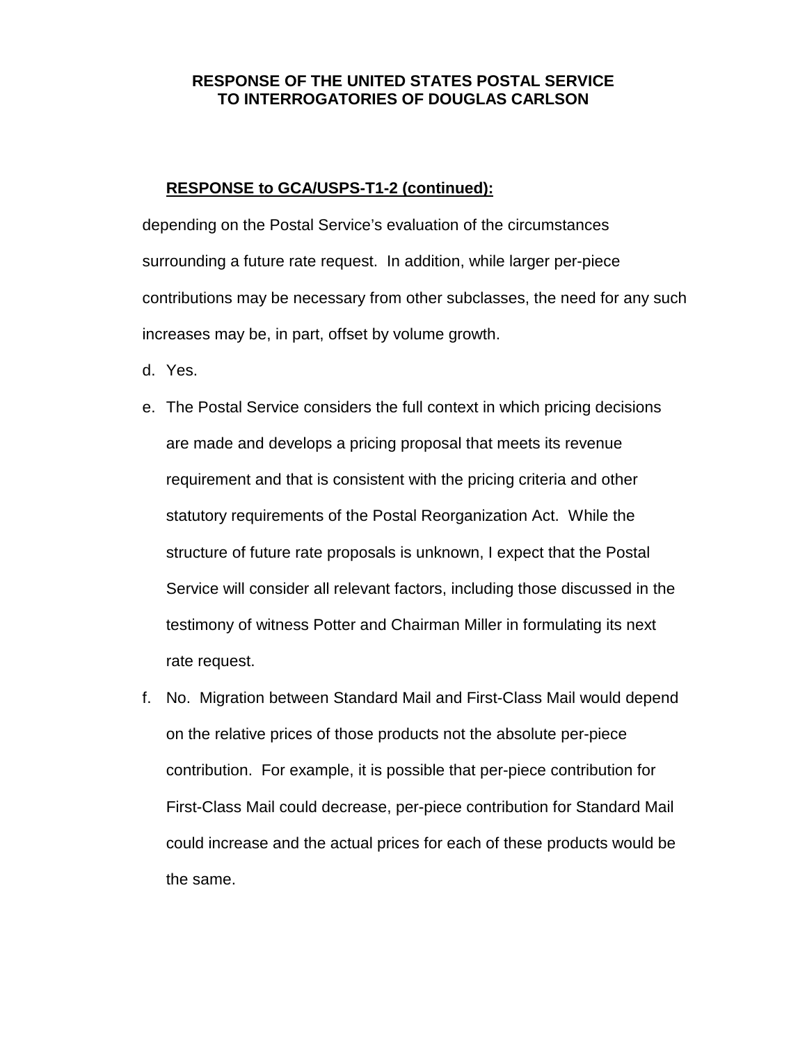**RESPONSE OF THE UNITED STATES POSTAL SERVICE TO INTERROGATORIES OF DOUGLAS CARLSON**

**RESPONSE to GCA/USPS-T1-2 (continued):**

depending on the Postal Service's evaluation of the circumstances surrounding a future rate request. In addition, while larger per-piece contributions may be necessary from other subclasses, the need for any such increases may be, in part, offset by volume growth.

d. Yes.

e. The Postal Service considers the full context in which pricing decisions are made and develops a pricing proposal that meets its revenue requirement and that is consistent with the pricing criteria and other statutory requirements of the Postal Reorganization Act. While the structure of future rate proposals is unknown, I expect that the Postal Service will consider all relevant factors, including those discussed in the testimony of witness Potter and Chairman Miller in formulating its next rate request.

f. No. Migration between Standard Mail and First-Class Mail would depend on the relative prices of those products not the absolute per-piece contribution. For example, it is possible that per-piece contribution for First-Class Mail could decrease, per-piece contribution for Standard Mail could increase and the actual prices for each of these products would be the same.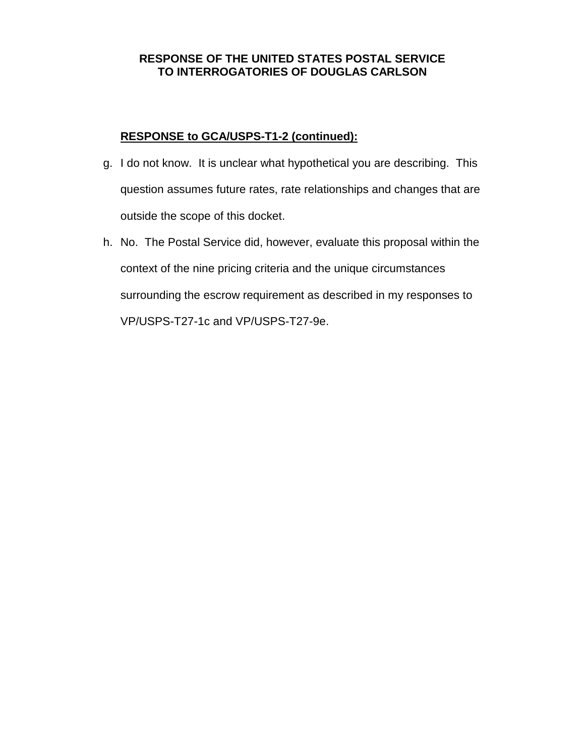**RESPONSE OF THE UNITED STATES POSTAL SERVICE**
**TO INTERROGATORIES OF DOUGLAS CARLSON**

**<u>RESPONSE to GCA/USPS-T1-2 (continued):</u>**

g. I do not know. It is unclear what hypothetical you are describing. This question assumes future rates, rate relationships and changes that are outside the scope of this docket.

h. No. The Postal Service did, however, evaluate this proposal within the context of the nine pricing criteria and the unique circumstances surrounding the escrow requirement as described in my responses to VP/USPS-T27-1c and VP/USPS-T27-9e.